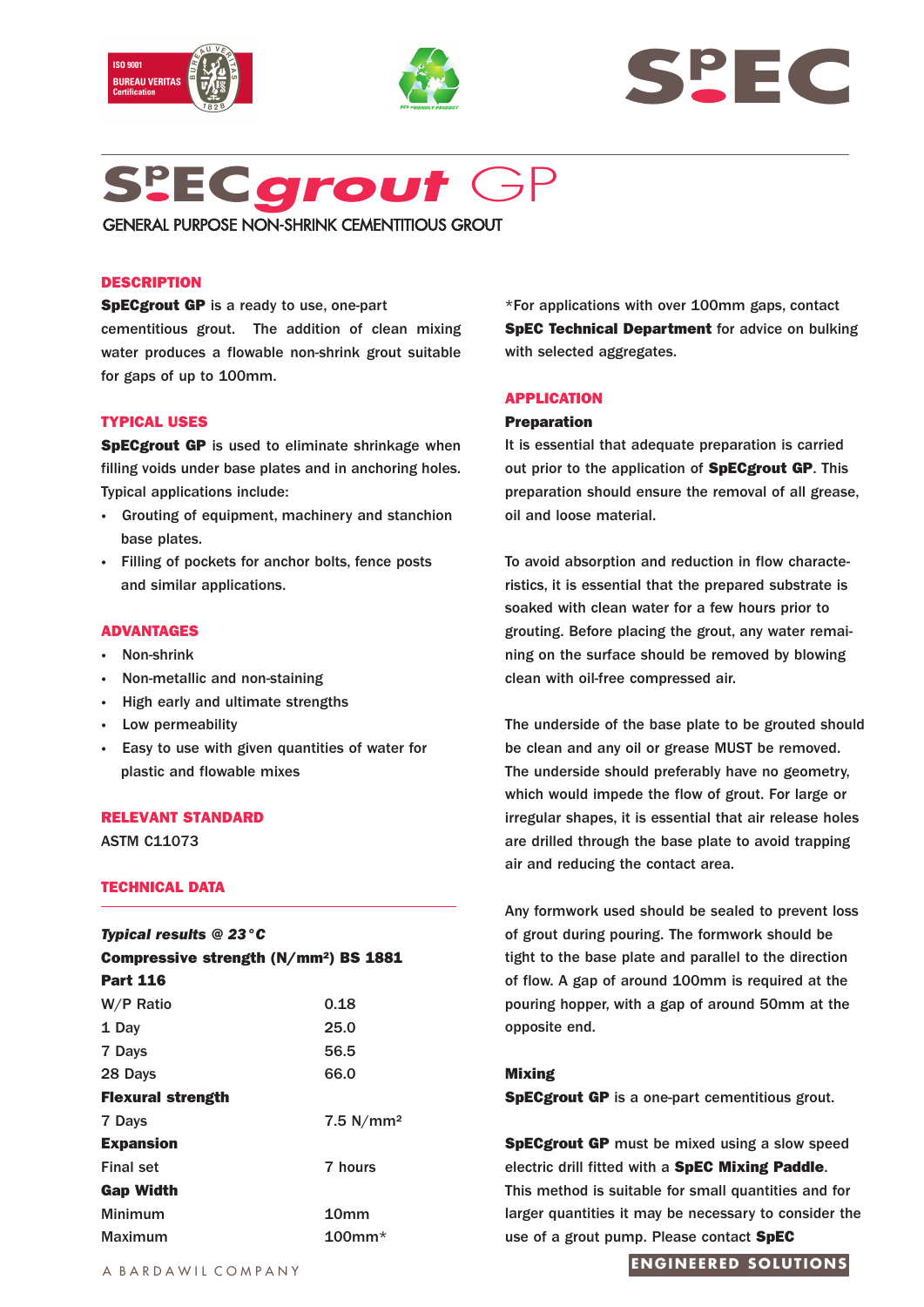# SpECgrout GP

GENERAL PURPOSE NON-SHRINK CEMENTITIOUS GROUT

## DESCRIPTION

**SpECgrout GP** is a ready to use, one-part cementitious grout. The addition of clean mixing water produces a flowable non-shrink grout suitable for gaps of up to 100mm.

## TYPICAL USES

**SpECgrout GP** is used to eliminate shrinkage when filling voids under base plates and in anchoring holes. Typical applications include:

- Grouting of equipment, machinery and stanchion base plates.
- Filling of pockets for anchor bolts, fence posts and similar applications.

## ADVANTAGES

- Non-shrink
- Non-metallic and non-staining
- High early and ultimate strengths
- Low permeability
- Easy to use with given quantities of water for plastic and flowable mixes

## RELEVANT STANDARD

ASTM C11073

## TECHNICAL DATA

***Typical results @ 23°C***

| **Compressive strength (N/mm²) BS 1881 Part 116** | |
|---|---|
| W/P Ratio | 0.18 |
| 1 Day | 25.0 |
| 7 Days | 56.5 |
| 28 Days | 66.0 |
| **Flexural strength** | |
| 7 Days | 7.5 N/mm² |
| **Expansion** | |
| Final set | 7 hours |
| **Gap Width** | |
| Minimum | 10mm |
| Maximum | 100mm* |

*For applications with over 100mm gaps, contact **SpEC Technical Department** for advice on bulking with selected aggregates.

## APPLICATION

### Preparation

It is essential that adequate preparation is carried out prior to the application of **SpECgrout GP**. This preparation should ensure the removal of all grease, oil and loose material.

To avoid absorption and reduction in flow characteristics, it is essential that the prepared substrate is soaked with clean water for a few hours prior to grouting. Before placing the grout, any water remaining on the surface should be removed by blowing clean with oil-free compressed air.

The underside of the base plate to be grouted should be clean and any oil or grease MUST be removed. The underside should preferably have no geometry, which would impede the flow of grout. For large or irregular shapes, it is essential that air release holes are drilled through the base plate to avoid trapping air and reducing the contact area.

Any formwork used should be sealed to prevent loss of grout during pouring. The formwork should be tight to the base plate and parallel to the direction of flow. A gap of around 100mm is required at the pouring hopper, with a gap of around 50mm at the opposite end.

### Mixing

**SpECgrout GP** is a one-part cementitious grout.

**SpECgrout GP** must be mixed using a slow speed electric drill fitted with a **SpEC Mixing Paddle**. This method is suitable for small quantities and for larger quantities it may be necessary to consider the use of a grout pump. Please contact **SpEC**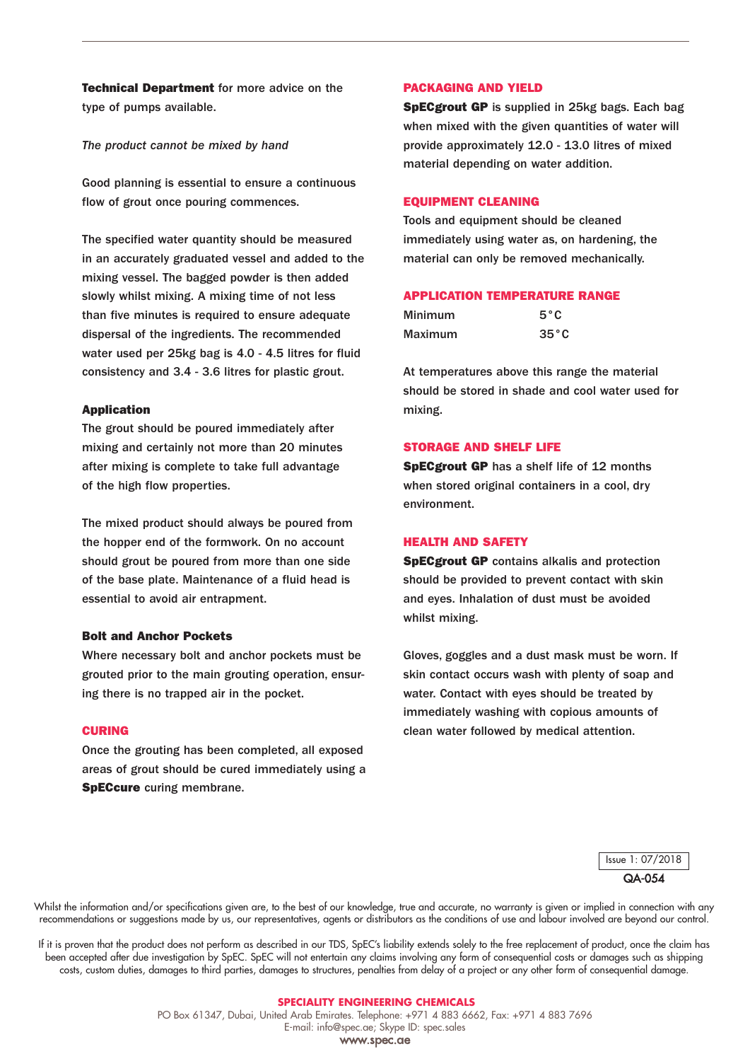**Technical Department** for more advice on the type of pumps available.

*The product cannot be mixed by hand*

Good planning is essential to ensure a continuous flow of grout once pouring commences.

The specified water quantity should be measured in an accurately graduated vessel and added to the mixing vessel. The bagged powder is then added slowly whilst mixing. A mixing time of not less than five minutes is required to ensure adequate dispersal of the ingredients. The recommended water used per 25kg bag is 4.0 - 4.5 litres for fluid consistency and 3.4 - 3.6 litres for plastic grout.

### Application

The grout should be poured immediately after mixing and certainly not more than 20 minutes after mixing is complete to take full advantage of the high flow properties.

The mixed product should always be poured from the hopper end of the formwork. On no account should grout be poured from more than one side of the base plate. Maintenance of a fluid head is essential to avoid air entrapment.

### Bolt and Anchor Pockets

Where necessary bolt and anchor pockets must be grouted prior to the main grouting operation, ensuring there is no trapped air in the pocket.

## CURING

Once the grouting has been completed, all exposed areas of grout should be cured immediately using a **SpECcure** curing membrane.

## PACKAGING AND YIELD

**SpECgrout GP** is supplied in 25kg bags. Each bag when mixed with the given quantities of water will provide approximately 12.0 - 13.0 litres of mixed material depending on water addition.

## EQUIPMENT CLEANING

Tools and equipment should be cleaned immediately using water as, on hardening, the material can only be removed mechanically.

## APPLICATION TEMPERATURE RANGE

| | |
|---|---|
| Minimum | 5°C |
| Maximum | 35°C |

At temperatures above this range the material should be stored in shade and cool water used for mixing.

## STORAGE AND SHELF LIFE

**SpECgrout GP** has a shelf life of 12 months when stored original containers in a cool, dry environment.

## HEALTH AND SAFETY

**SpECgrout GP** contains alkalis and protection should be provided to prevent contact with skin and eyes. Inhalation of dust must be avoided whilst mixing.

Gloves, goggles and a dust mask must be worn. If skin contact occurs wash with plenty of soap and water. Contact with eyes should be treated by immediately washing with copious amounts of clean water followed by medical attention.

Issue 1: 07/2018

QA-054

Whilst the information and/or specifications given are, to the best of our knowledge, true and accurate, no warranty is given or implied in connection with any recommendations or suggestions made by us, our representatives, agents or distributors as the conditions of use and labour involved are beyond our control.

If it is proven that the product does not perform as described in our TDS, SpEC's liability extends solely to the free replacement of product, once the claim has been accepted after due investigation by SpEC. SpEC will not entertain any claims involving any form of consequential costs or damages such as shipping costs, custom duties, damages to third parties, damages to structures, penalties from delay of a project or any other form of consequential damage.

**SPECIALITY ENGINEERING CHEMICALS**

PO Box 61347, Dubai, United Arab Emirates. Telephone: +971 4 883 6662, Fax: +971 4 883 7696

E-mail: info@spec.ae; Skype ID: spec.sales

**www.spec.ae**